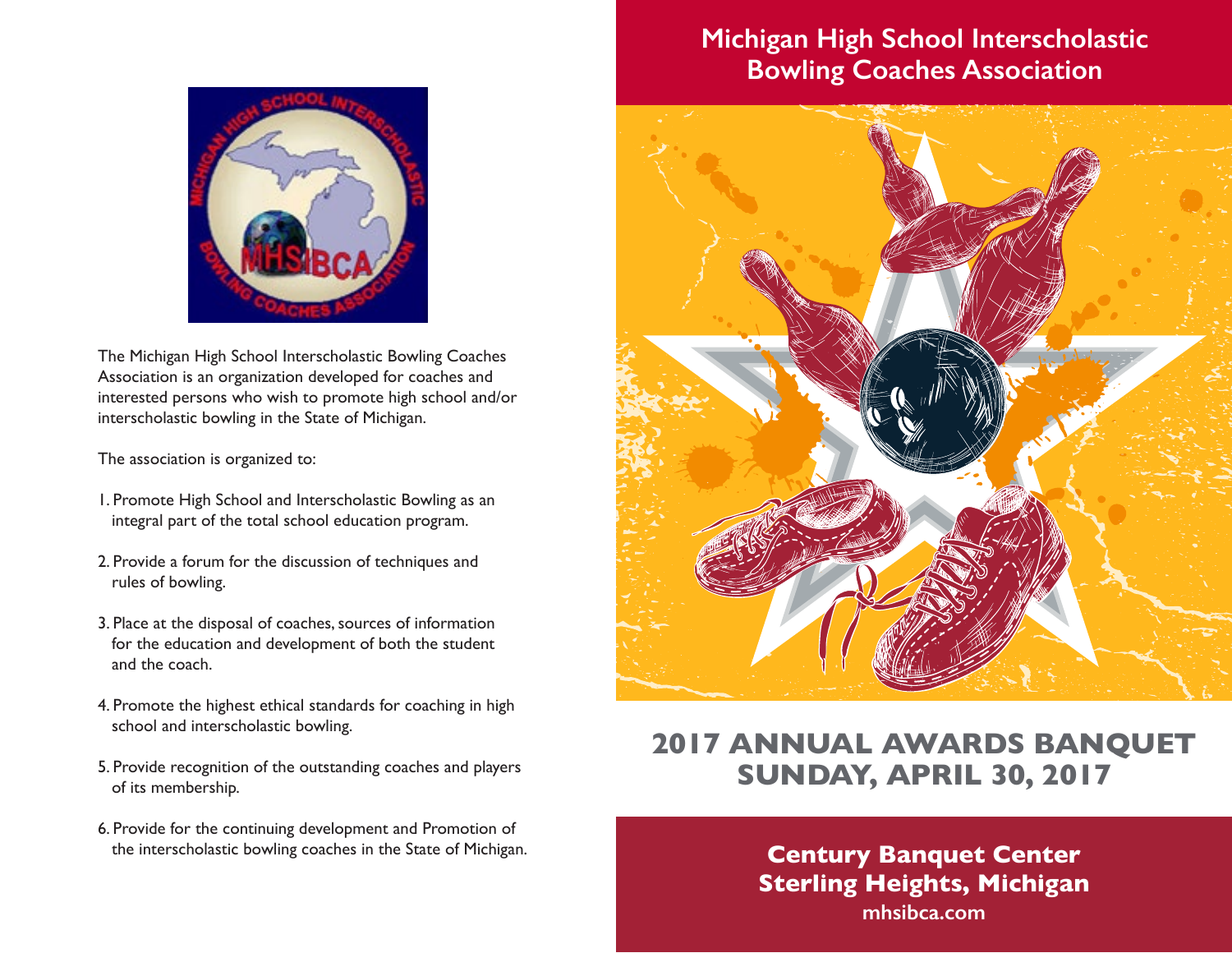The Michigan High School Interscholastic Bowling Coaches Association is an organization developed for coaches and interested persons who wish to promote high school and/or interscholastic bowling in the State of Michigan.

The association is organized to:

1. Promote High School and Interscholastic Bowling as an integral part of the total school education program.

2. Provide a forum for the discussion of techniques and rules of bowling.

3. Place at the disposal of coaches, sources of information for the education and development of both the student and the coach.

4. Promote the highest ethical standards for coaching in high school and interscholastic bowling.

5. Provide recognition of the outstanding coaches and players of its membership.

6. Provide for the continuing development and Promotion of the interscholastic bowling coaches in the State of Michigan.

# Michigan High School Interscholastic Bowling Coaches Association

## 2017 ANNUAL AWARDS BANQUET
## SUNDAY, APRIL 30, 2017

**Century Banquet Center**
**Sterling Heights, Michigan**
**mhsibca.com**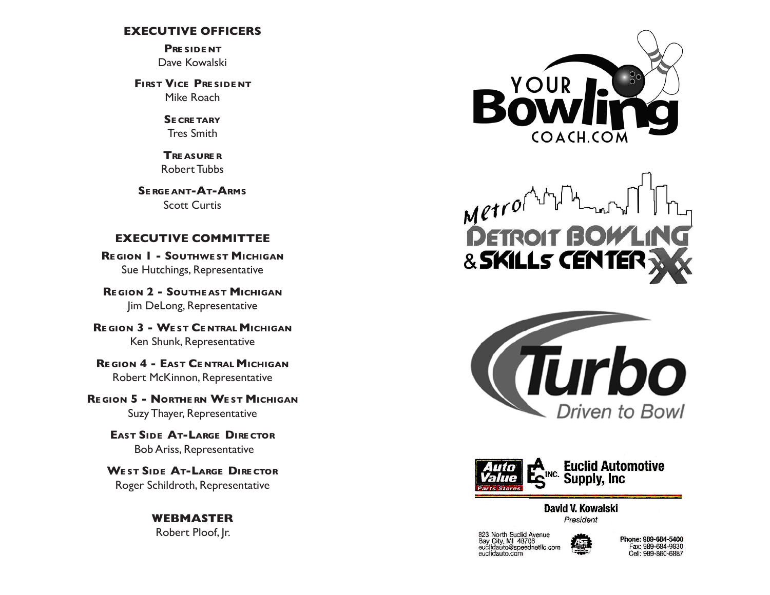## EXECUTIVE OFFICERS

**PRESIDENT**
Dave Kowalski

**FIRST VICE PRESIDENT**
Mike Roach

**SECRETARY**
Tres Smith

**TREASURER**
Robert Tubbs

**SERGEANT-AT-ARMS**
Scott Curtis

## EXECUTIVE COMMITTEE

**REGION 1 - SOUTHWEST MICHIGAN**
Sue Hutchings, Representative

**REGION 2 - SOUTHEAST MICHIGAN**
Jim DeLong, Representative

**REGION 3 - WEST CENTRAL MICHIGAN**
Ken Shunk, Representative

**REGION 4 - EAST CENTRAL MICHIGAN**
Robert McKinnon, Representative

**REGION 5 - NORTHERN WEST MICHIGAN**
Suzy Thayer, Representative

**EAST SIDE AT-LARGE DIRECTOR**
Bob Ariss, Representative

**WEST SIDE AT-LARGE DIRECTOR**
Roger Schildroth, Representative

## WEBMASTER

Robert Ploof, Jr.

YOUR Bowling COACH.COM

Metro DETROIT BOWLING & SKILLS CENTER

Turbo Driven to Bowl

Auto Value Parts Stores | EAS INC. Euclid Automotive Supply, Inc

**David V. Kowalski**
*President*

823 North Euclid Avenue
Bay City, MI 48706
euclidauto@speednetllc.com
euclidauto.com

Phone: 989-684-5400
Fax: 989-684-9830
Cell: 989-860-6887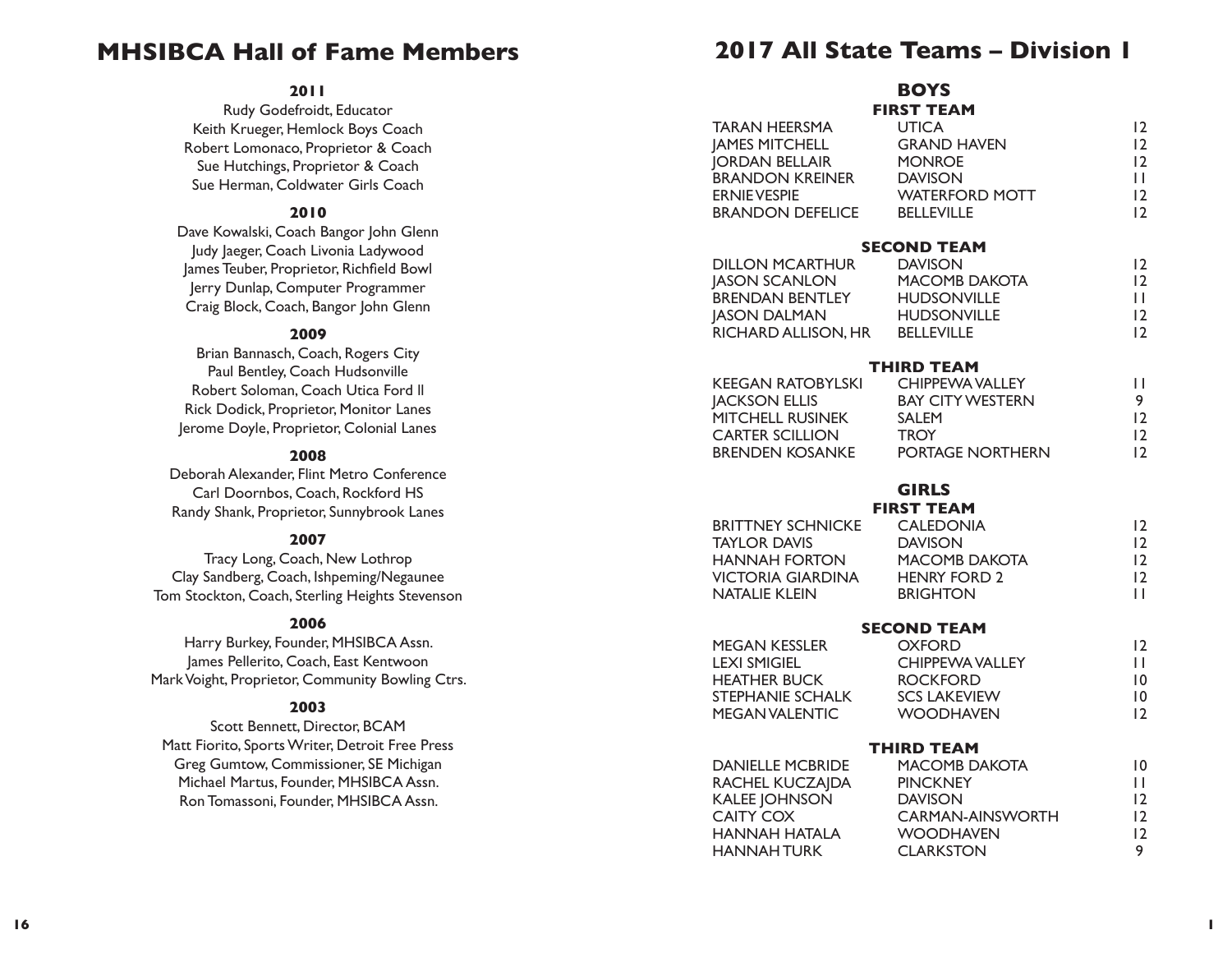# MHSIBCA Hall of Fame Members

**2011**

Rudy Godefroidt, Educator
Keith Krueger, Hemlock Boys Coach
Robert Lomonaco, Proprietor & Coach
Sue Hutchings, Proprietor & Coach
Sue Herman, Coldwater Girls Coach

**2010**

Dave Kowalski, Coach Bangor John Glenn
Judy Jaeger, Coach Livonia Ladywood
James Teuber, Proprietor, Richfield Bowl
Jerry Dunlap, Computer Programmer
Craig Block, Coach, Bangor John Glenn

**2009**

Brian Bannasch, Coach, Rogers City
Paul Bentley, Coach Hudsonville
Robert Soloman, Coach Utica Ford II
Rick Dodick, Proprietor, Monitor Lanes
Jerome Doyle, Proprietor, Colonial Lanes

**2008**

Deborah Alexander, Flint Metro Conference
Carl Doornbos, Coach, Rockford HS
Randy Shank, Proprietor, Sunnybrook Lanes

**2007**

Tracy Long, Coach, New Lothrop
Clay Sandberg, Coach, Ishpeming/Negaunee
Tom Stockton, Coach, Sterling Heights Stevenson

**2006**

Harry Burkey, Founder, MHSIBCA Assn.
James Pellerito, Coach, East Kentwoon
Mark Voight, Proprietor, Community Bowling Ctrs.

**2003**

Scott Bennett, Director, BCAM
Matt Fiorito, Sports Writer, Detroit Free Press
Greg Gumtow, Commissioner, SE Michigan
Michael Martus, Founder, MHSIBCA Assn.
Ron Tomassoni, Founder, MHSIBCA Assn.

# 2017 All State Teams – Division 1

## BOYS

### FIRST TEAM

| Name | School | Grade |
|---|---|---|
| TARAN HEERSMA | UTICA | 12 |
| JAMES MITCHELL | GRAND HAVEN | 12 |
| JORDAN BELLAIR | MONROE | 12 |
| BRANDON KREINER | DAVISON | 11 |
| ERNIE VESPIE | WATERFORD MOTT | 12 |
| BRANDON DEFELICE | BELLEVILLE | 12 |

### SECOND TEAM

| Name | School | Grade |
|---|---|---|
| DILLON MCARTHUR | DAVISON | 12 |
| JASON SCANLON | MACOMB DAKOTA | 12 |
| BRENDAN BENTLEY | HUDSONVILLE | 11 |
| JASON DALMAN | HUDSONVILLE | 12 |
| RICHARD ALLISON, HR | BELLEVILLE | 12 |

### THIRD TEAM

| Name | School | Grade |
|---|---|---|
| KEEGAN RATOBYLSKI | CHIPPEWA VALLEY | 11 |
| JACKSON ELLIS | BAY CITY WESTERN | 9 |
| MITCHELL RUSINEK | SALEM | 12 |
| CARTER SCILLION | TROY | 12 |
| BRENDEN KOSANKE | PORTAGE NORTHERN | 12 |

## GIRLS

### FIRST TEAM

| Name | School | Grade |
|---|---|---|
| BRITTNEY SCHNICKE | CALEDONIA | 12 |
| TAYLOR DAVIS | DAVISON | 12 |
| HANNAH FORTON | MACOMB DAKOTA | 12 |
| VICTORIA GIARDINA | HENRY FORD 2 | 12 |
| NATALIE KLEIN | BRIGHTON | 11 |

### SECOND TEAM

| Name | School | Grade |
|---|---|---|
| MEGAN KESSLER | OXFORD | 12 |
| LEXI SMIGIEL | CHIPPEWA VALLEY | 11 |
| HEATHER BUCK | ROCKFORD | 10 |
| STEPHANIE SCHALK | SCS LAKEVIEW | 10 |
| MEGAN VALENTIC | WOODHAVEN | 12 |

### THIRD TEAM

| Name | School | Grade |
|---|---|---|
| DANIELLE MCBRIDE | MACOMB DAKOTA | 10 |
| RACHEL KUCZAJDA | PINCKNEY | 11 |
| KALEE JOHNSON | DAVISON | 12 |
| CAITY COX | CARMAN-AINSWORTH | 12 |
| HANNAH HATALA | WOODHAVEN | 12 |
| HANNAH TURK | CLARKSTON | 9 |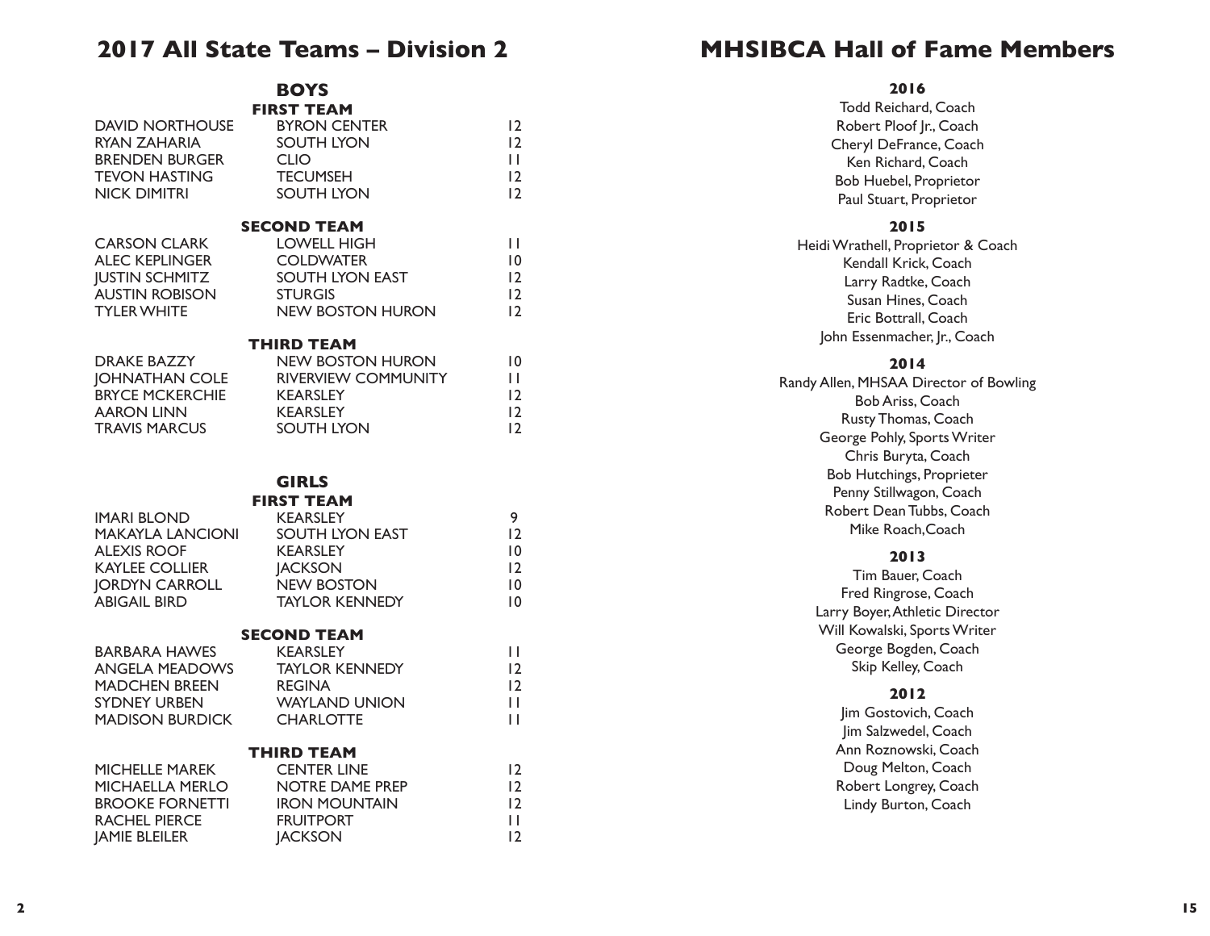# 2017 All State Teams – Division 2

## BOYS

### FIRST TEAM

| | | |
|---|---|---|
| DAVID NORTHOUSE | BYRON CENTER | 12 |
| RYAN ZAHARIA | SOUTH LYON | 12 |
| BRENDEN BURGER | CLIO | 11 |
| TEVON HASTING | TECUMSEH | 12 |
| NICK DIMITRI | SOUTH LYON | 12 |

### SECOND TEAM

| | | |
|---|---|---|
| CARSON CLARK | LOWELL HIGH | 11 |
| ALEC KEPLINGER | COLDWATER | 10 |
| JUSTIN SCHMITZ | SOUTH LYON EAST | 12 |
| AUSTIN ROBISON | STURGIS | 12 |
| TYLER WHITE | NEW BOSTON HURON | 12 |

### THIRD TEAM

| | | |
|---|---|---|
| DRAKE BAZZY | NEW BOSTON HURON | 10 |
| JOHNATHAN COLE | RIVERVIEW COMMUNITY | 11 |
| BRYCE MCKERCHIE | KEARSLEY | 12 |
| AARON LINN | KEARSLEY | 12 |
| TRAVIS MARCUS | SOUTH LYON | 12 |

## GIRLS

### FIRST TEAM

| | | |
|---|---|---|
| IMARI BLOND | KEARSLEY | 9 |
| MAKAYLA LANCIONI | SOUTH LYON EAST | 12 |
| ALEXIS ROOF | KEARSLEY | 10 |
| KAYLEE COLLIER | JACKSON | 12 |
| JORDYN CARROLL | NEW BOSTON | 10 |
| ABIGAIL BIRD | TAYLOR KENNEDY | 10 |

### SECOND TEAM

| | | |
|---|---|---|
| BARBARA HAWES | KEARSLEY | 11 |
| ANGELA MEADOWS | TAYLOR KENNEDY | 12 |
| MADCHEN BREEN | REGINA | 12 |
| SYDNEY URBEN | WAYLAND UNION | 11 |
| MADISON BURDICK | CHARLOTTE | 11 |

### THIRD TEAM

| | | |
|---|---|---|
| MICHELLE MAREK | CENTER LINE | 12 |
| MICHAELLA MERLO | NOTRE DAME PREP | 12 |
| BROOKE FORNETTI | IRON MOUNTAIN | 12 |
| RACHEL PIERCE | FRUITPORT | 11 |
| JAMIE BLEILER | JACKSON | 12 |

# MHSIBCA Hall of Fame Members

### 2016

Todd Reichard, Coach
Robert Ploof Jr., Coach
Cheryl DeFrance, Coach
Ken Richard, Coach
Bob Huebel, Proprietor
Paul Stuart, Proprietor

### 2015

Heidi Wrathell, Proprietor & Coach
Kendall Krick, Coach
Larry Radtke, Coach
Susan Hines, Coach
Eric Bottrall, Coach
John Essenmacher, Jr., Coach

### 2014

Randy Allen, MHSAA Director of Bowling
Bob Ariss, Coach
Rusty Thomas, Coach
George Pohly, Sports Writer
Chris Buryta, Coach
Bob Hutchings, Proprieter
Penny Stillwagon, Coach
Robert Dean Tubbs, Coach
Mike Roach,Coach

### 2013

Tim Bauer, Coach
Fred Ringrose, Coach
Larry Boyer, Athletic Director
Will Kowalski, Sports Writer
George Bogden, Coach
Skip Kelley, Coach

### 2012

Jim Gostovich, Coach
Jim Salzwedel, Coach
Ann Roznowski, Coach
Doug Melton, Coach
Robert Longrey, Coach
Lindy Burton, Coach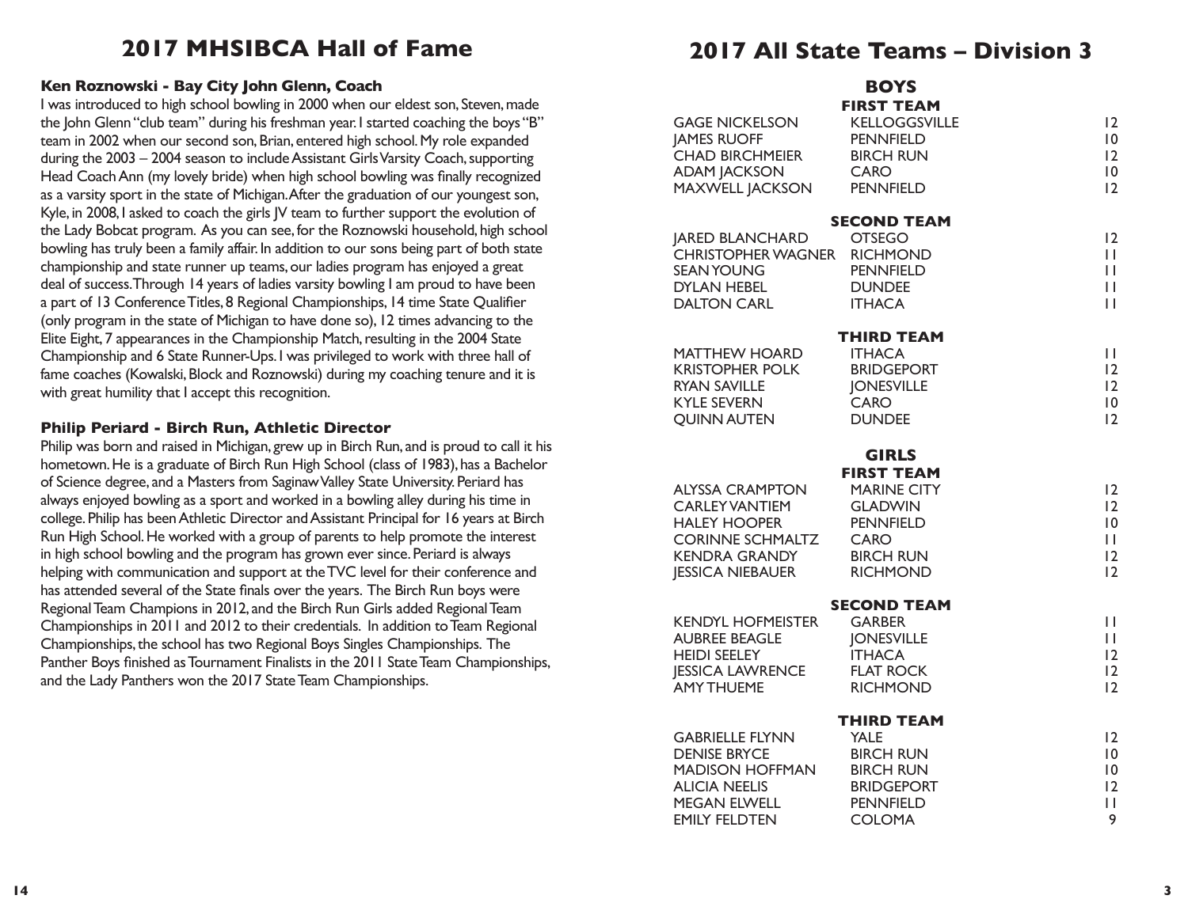# 2017 MHSIBCA Hall of Fame

**Ken Roznowski - Bay City John Glenn, Coach**

I was introduced to high school bowling in 2000 when our eldest son, Steven, made the John Glenn "club team" during his freshman year. I started coaching the boys "B" team in 2002 when our second son, Brian, entered high school. My role expanded during the 2003 – 2004 season to include Assistant Girls Varsity Coach, supporting Head Coach Ann (my lovely bride) when high school bowling was finally recognized as a varsity sport in the state of Michigan. After the graduation of our youngest son, Kyle, in 2008, I asked to coach the girls JV team to further support the evolution of the Lady Bobcat program. As you can see, for the Roznowski household, high school bowling has truly been a family affair. In addition to our sons being part of both state championship and state runner up teams, our ladies program has enjoyed a great deal of success. Through 14 years of ladies varsity bowling I am proud to have been a part of 13 Conference Titles, 8 Regional Championships, 14 time State Qualifier (only program in the state of Michigan to have done so), 12 times advancing to the Elite Eight, 7 appearances in the Championship Match, resulting in the 2004 State Championship and 6 State Runner-Ups. I was privileged to work with three hall of fame coaches (Kowalski, Block and Roznowski) during my coaching tenure and it is with great humility that I accept this recognition.

**Philip Periard - Birch Run, Athletic Director**

Philip was born and raised in Michigan, grew up in Birch Run, and is proud to call it his hometown. He is a graduate of Birch Run High School (class of 1983), has a Bachelor of Science degree, and a Masters from Saginaw Valley State University. Periard has always enjoyed bowling as a sport and worked in a bowling alley during his time in college. Philip has been Athletic Director and Assistant Principal for 16 years at Birch Run High School. He worked with a group of parents to help promote the interest in high school bowling and the program has grown ever since. Periard is always helping with communication and support at the TVC level for their conference and has attended several of the State finals over the years. The Birch Run boys were Regional Team Champions in 2012, and the Birch Run Girls added Regional Team Championships in 2011 and 2012 to their credentials. In addition to Team Regional Championships, the school has two Regional Boys Singles Championships. The Panther Boys finished as Tournament Finalists in the 2011 State Team Championships, and the Lady Panthers won the 2017 State Team Championships.

# 2017 All State Teams – Division 3

## BOYS

### FIRST TEAM

| Name | School | Grade |
|---|---|---|
| GAGE NICKELSON | KELLOGGSVILLE | 12 |
| JAMES RUOFF | PENNFIELD | 10 |
| CHAD BIRCHMEIER | BIRCH RUN | 12 |
| ADAM JACKSON | CARO | 10 |
| MAXWELL JACKSON | PENNFIELD | 12 |

### SECOND TEAM

| Name | School | Grade |
|---|---|---|
| JARED BLANCHARD | OTSEGO | 12 |
| CHRISTOPHER WAGNER | RICHMOND | 11 |
| SEAN YOUNG | PENNFIELD | 11 |
| DYLAN HEBEL | DUNDEE | 11 |
| DALTON CARL | ITHACA | 11 |

### THIRD TEAM

| Name | School | Grade |
|---|---|---|
| MATTHEW HOARD | ITHACA | 11 |
| KRISTOPHER POLK | BRIDGEPORT | 12 |
| RYAN SAVILLE | JONESVILLE | 12 |
| KYLE SEVERN | CARO | 10 |
| QUINN AUTEN | DUNDEE | 12 |

## GIRLS

### FIRST TEAM

| Name | School | Grade |
|---|---|---|
| ALYSSA CRAMPTON | MARINE CITY | 12 |
| CARLEY VANTIEM | GLADWIN | 12 |
| HALEY HOOPER | PENNFIELD | 10 |
| CORINNE SCHMALTZ | CARO | 11 |
| KENDRA GRANDY | BIRCH RUN | 12 |
| JESSICA NIEBAUER | RICHMOND | 12 |

### SECOND TEAM

| Name | School | Grade |
|---|---|---|
| KENDYL HOFMEISTER | GARBER | 11 |
| AUBREE BEAGLE | JONESVILLE | 11 |
| HEIDI SEELEY | ITHACA | 12 |
| JESSICA LAWRENCE | FLAT ROCK | 12 |
| AMY THUEME | RICHMOND | 12 |

### THIRD TEAM

| Name | School | Grade |
|---|---|---|
| GABRIELLE FLYNN | YALE | 12 |
| DENISE BRYCE | BIRCH RUN | 10 |
| MADISON HOFFMAN | BIRCH RUN | 10 |
| ALICIA NEELIS | BRIDGEPORT | 12 |
| MEGAN ELWELL | PENNFIELD | 11 |
| EMILY FELDTEN | COLOMA | 9 |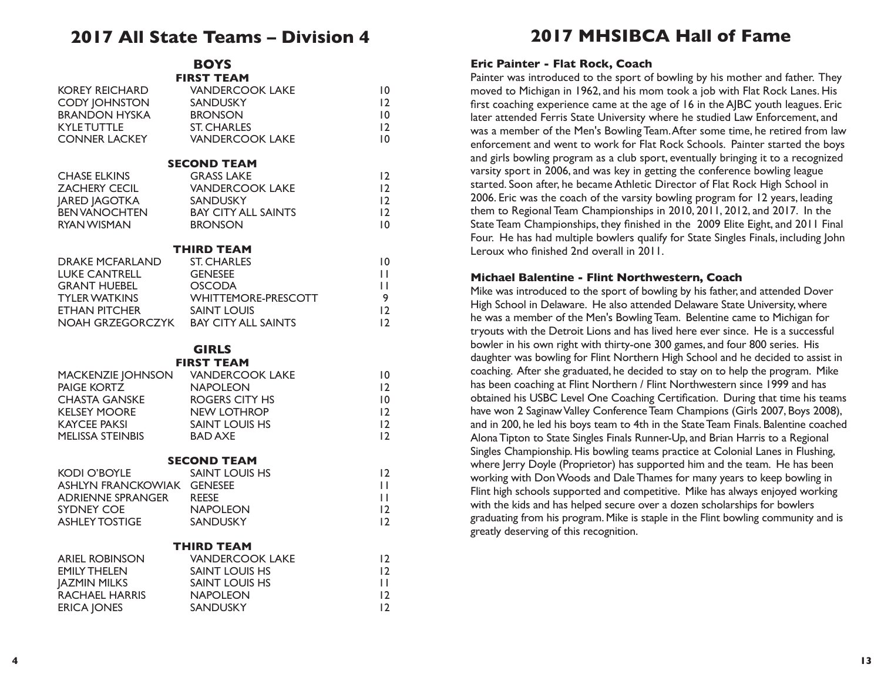# 2017 All State Teams – Division 4

## BOYS

### FIRST TEAM

| Name | School | Grade |
|---|---|---|
| KOREY REICHARD | VANDERCOOK LAKE | 10 |
| CODY JOHNSTON | SANDUSKY | 12 |
| BRANDON HYSKA | BRONSON | 10 |
| KYLE TUTTLE | ST. CHARLES | 12 |
| CONNER LACKEY | VANDERCOOK LAKE | 10 |

### SECOND TEAM

| Name | School | Grade |
|---|---|---|
| CHASE ELKINS | GRASS LAKE | 12 |
| ZACHERY CECIL | VANDERCOOK LAKE | 12 |
| JARED JAGOTKA | SANDUSKY | 12 |
| BEN VANOCHTEN | BAY CITY ALL SAINTS | 12 |
| RYAN WISMAN | BRONSON | 10 |

### THIRD TEAM

| Name | School | Grade |
|---|---|---|
| DRAKE MCFARLAND | ST. CHARLES | 10 |
| LUKE CANTRELL | GENESEE | 11 |
| GRANT HUEBEL | OSCODA | 11 |
| TYLER WATKINS | WHITTEMORE-PRESCOTT | 9 |
| ETHAN PITCHER | SAINT LOUIS | 12 |
| NOAH GRZEGORCZYK | BAY CITY ALL SAINTS | 12 |

## GIRLS

### FIRST TEAM

| Name | School | Grade |
|---|---|---|
| MACKENZIE JOHNSON | VANDERCOOK LAKE | 10 |
| PAIGE KORTZ | NAPOLEON | 12 |
| CHASTA GANSKE | ROGERS CITY HS | 10 |
| KELSEY MOORE | NEW LOTHROP | 12 |
| KAYCEE PAKSI | SAINT LOUIS HS | 12 |
| MELISSA STEINBIS | BAD AXE | 12 |

### SECOND TEAM

| Name | School | Grade |
|---|---|---|
| KODI O'BOYLE | SAINT LOUIS HS | 12 |
| ASHLYN FRANCKOWIAK | GENESEE | 11 |
| ADRIENNE SPRANGER | REESE | 11 |
| SYDNEY COE | NAPOLEON | 12 |
| ASHLEY TOSTIGE | SANDUSKY | 12 |

### THIRD TEAM

| Name | School | Grade |
|---|---|---|
| ARIEL ROBINSON | VANDERCOOK LAKE | 12 |
| EMILY THELEN | SAINT LOUIS HS | 12 |
| JAZMIN MILKS | SAINT LOUIS HS | 11 |
| RACHAEL HARRIS | NAPOLEON | 12 |
| ERICA JONES | SANDUSKY | 12 |

# 2017 MHSIBCA Hall of Fame

**Eric Painter - Flat Rock, Coach**

Painter was introduced to the sport of bowling by his mother and father. They moved to Michigan in 1962, and his mom took a job with Flat Rock Lanes. His first coaching experience came at the age of 16 in the AJBC youth leagues. Eric later attended Ferris State University where he studied Law Enforcement, and was a member of the Men's Bowling Team. After some time, he retired from law enforcement and went to work for Flat Rock Schools. Painter started the boys and girls bowling program as a club sport, eventually bringing it to a recognized varsity sport in 2006, and was key in getting the conference bowling league started. Soon after, he became Athletic Director of Flat Rock High School in 2006. Eric was the coach of the varsity bowling program for 12 years, leading them to Regional Team Championships in 2010, 2011, 2012, and 2017. In the State Team Championships, they finished in the 2009 Elite Eight, and 2011 Final Four. He has had multiple bowlers qualify for State Singles Finals, including John Leroux who finished 2nd overall in 2011.

**Michael Balentine - Flint Northwestern, Coach**

Mike was introduced to the sport of bowling by his father, and attended Dover High School in Delaware. He also attended Delaware State University, where he was a member of the Men's Bowling Team. Belentine came to Michigan for tryouts with the Detroit Lions and has lived here ever since. He is a successful bowler in his own right with thirty-one 300 games, and four 800 series. His daughter was bowling for Flint Northern High School and he decided to assist in coaching. After she graduated, he decided to stay on to help the program. Mike has been coaching at Flint Northern / Flint Northwestern since 1999 and has obtained his USBC Level One Coaching Certification. During that time his teams have won 2 Saginaw Valley Conference Team Champions (Girls 2007, Boys 2008), and in 200, he led his boys team to 4th in the State Team Finals. Balentine coached Alona Tipton to State Singles Finals Runner-Up, and Brian Harris to a Regional Singles Championship. His bowling teams practice at Colonial Lanes in Flushing, where Jerry Doyle (Proprietor) has supported him and the team. He has been working with Don Woods and Dale Thames for many years to keep bowling in Flint high schools supported and competitive. Mike has always enjoyed working with the kids and has helped secure over a dozen scholarships for bowlers graduating from his program. Mike is staple in the Flint bowling community and is greatly deserving of this recognition.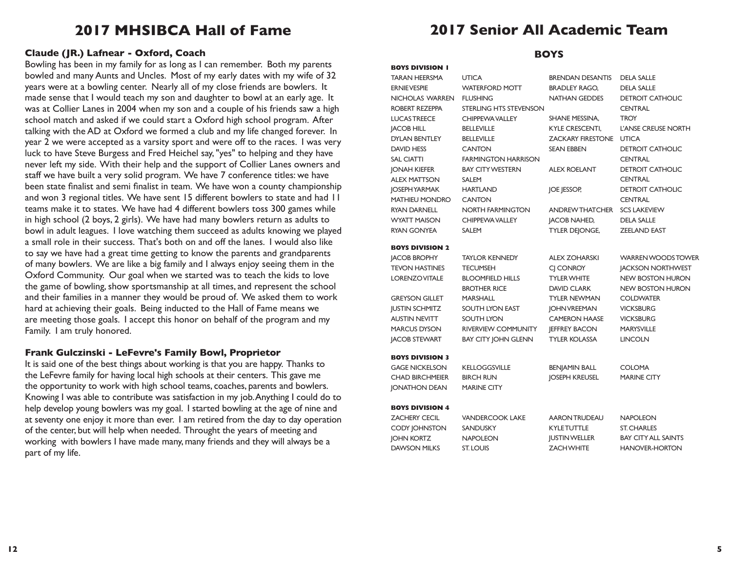# 2017 MHSIBCA Hall of Fame

### Claude (JR.) Lafnear - Oxford, Coach

Bowling has been in my family for as long as I can remember. Both my parents bowled and many Aunts and Uncles. Most of my early dates with my wife of 32 years were at a bowling center. Nearly all of my close friends are bowlers. It made sense that I would teach my son and daughter to bowl at an early age. It was at Collier Lanes in 2004 when my son and a couple of his friends saw a high school match and asked if we could start a Oxford high school program. After talking with the AD at Oxford we formed a club and my life changed forever. In year 2 we were accepted as a varsity sport and were off to the races. I was very luck to have Steve Burgess and Fred Heichel say, "yes" to helping and they have never left my side. With their help and the support of Collier Lanes owners and staff we have built a very solid program. We have 7 conference titles: we have been state finalist and semi finalist in team. We have won a county championship and won 3 regional titles. We have sent 15 different bowlers to state and had 11 teams make it to states. We have had 4 different bowlers toss 300 games while in high school (2 boys, 2 girls). We have had many bowlers return as adults to bowl in adult leagues. I love watching them succeed as adults knowing we played a small role in their success. That's both on and off the lanes. I would also like to say we have had a great time getting to know the parents and grandparents of many bowlers. We are like a big family and I always enjoy seeing them in the Oxford Community. Our goal when we started was to teach the kids to love the game of bowling, show sportsmanship at all times, and represent the school and their families in a manner they would be proud of. We asked them to work hard at achieving their goals. Being inducted to the Hall of Fame means we are meeting those goals. I accept this honor on behalf of the program and my Family. I am truly honored.

### Frank Gulczinski - LeFevre's Family Bowl, Proprietor

It is said one of the best things about working is that you are happy. Thanks to the LeFevre family for having local high schools at their centers. This gave me the opportunity to work with high school teams, coaches, parents and bowlers. Knowing I was able to contribute was satisfaction in my job. Anything I could do to help develop young bowlers was my goal. I started bowling at the age of nine and at seventy one enjoy it more than ever. I am retired from the day to day operation of the center, but will help when needed. Throught the years of meeting and working with bowlers I have made many, many friends and they will always be a part of my life.

# 2017 Senior All Academic Team

## BOYS

**BOYS DIVISION 1**

| Name | School | Name | School |
|---|---|---|---|
| TARAN HEERSMA | UTICA | BRENDAN DESANTIS | DELA SALLE |
| ERNIE VESPIE | WATERFORD MOTT | BRADLEY RAGO, | DELA SALLE |
| NICHOLAS WARREN | FLUSHING | NATHAN GEDDES | DETROIT CATHOLIC CENTRAL |
| ROBERT REZEPPA | STERLING HTS STEVENSON | | |
| LUCAS TREECE | CHIPPEWA VALLEY | SHANE MESSINA, | TROY |
| JACOB HILL | BELLEVILLE | KYLE CRESCENTI, | L'ANSE CREUSE NORTH |
| DYLAN BENTLEY | BELLEVILLE | ZACKARY FIRESTONE | UTICA |
| DAVID HESS | CANTON | SEAN EBBEN | DETROIT CATHOLIC CENTRAL |
| SAL CIATTI | FARMINGTON HARRISON | | |
| JONAH KIEFER | BAY CITY WESTERN | ALEX ROELANT | DETROIT CATHOLIC CENTRAL |
| ALEX MATTSON | SALEM | | |
| JOSEPH YARMAK | HARTLAND | JOE JESSOP, | DETROIT CATHOLIC CENTRAL |
| MATHIEU MONDRO | CANTON | | |
| RYAN DARNELL | NORTH FARMINGTON | ANDREW THATCHER | SCS LAKEVIEW |
| WYATT MAISON | CHIPPEWA VALLEY | JACOB NAHED, | DELA SALLE |
| RYAN GONYEA | SALEM | TYLER DEJONGE, | ZEELAND EAST |

**BOYS DIVISION 2**

| Name | School | Name | School |
|---|---|---|---|
| JACOB BROPHY | TAYLOR KENNEDY | ALEX ZOHARSKI | WARREN WOODS TOWER |
| TEVON HASTINES | TECUMSEH | CJ CONROY | JACKSON NORTHWEST |
| LORENZO VITALE | BLOOMFIELD HILLS BROTHER RICE | TYLER WHITE | NEW BOSTON HURON |
| | | DAVID CLARK | NEW BOSTON HURON |
| GREYSON GILLET | MARSHALL | TYLER NEWMAN | COLDWATER |
| JUSTIN SCHMITZ | SOUTH LYON EAST | JOHN VREEMAN | VICKSBURG |
| AUSTIN NEVITT | SOUTH LYON | CAMERON HAASE | VICKSBURG |
| MARCUS DYSON | RIVERVIEW COMMUNITY | JEFFREY BACON | MARYSVILLE |
| JACOB STEWART | BAY CITY JOHN GLENN | TYLER KOLASSA | LINCOLN |

**BOYS DIVISION 3**

| Name | School | Name | School |
|---|---|---|---|
| GAGE NICKELSON | KELLOGGSVILLE | BENJAMIN BALL | COLOMA |
| CHAD BIRCHMEIER | BIRCH RUN | JOSEPH KREUSEL | MARINE CITY |
| JONATHON DEAN | MARINE CITY | | |

**BOYS DIVISION 4**

| Name | School | Name | School |
|---|---|---|---|
| ZACHERY CECIL | VANDERCOOK LAKE | AARON TRUDEAU | NAPOLEON |
| CODY JOHNSTON | SANDUSKY | KYLE TUTTLE | ST. CHARLES |
| JOHN KORTZ | NAPOLEON | JUSTIN WELLER | BAY CITY ALL SAINTS |
| DAWSON MILKS | ST. LOUIS | ZACH WHITE | HANOVER-HORTON |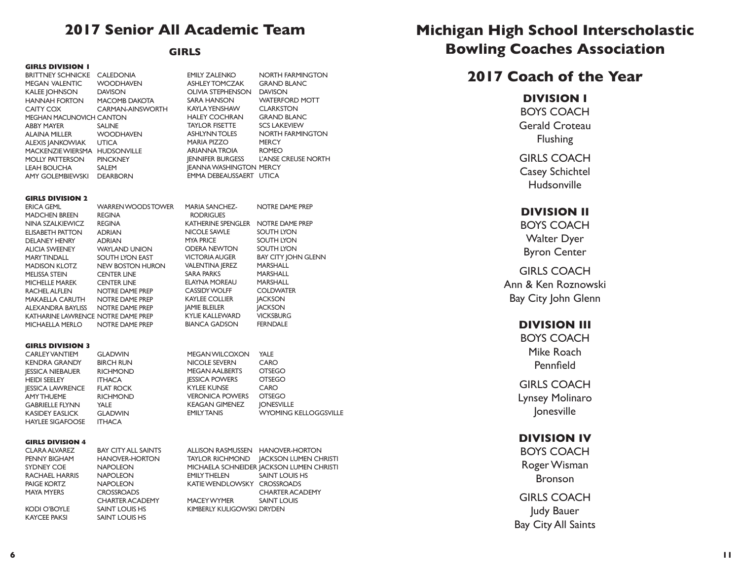# 2017 Senior All Academic Team

## GIRLS

### GIRLS DIVISION 1

| Name | School |
|---|---|
| BRITTNEY SCHNICKE | CALEDONIA |
| MEGAN VALENTIC | WOODHAVEN |
| KALEE JOHNSON | DAVISON |
| HANNAH FORTON | MACOMB DAKOTA |
| CAITY COX | CARMAN-AINSWORTH |
| MEGHAN MACUNOVICH | CANTON |
| ABBY MAYER | SALINE |
| ALAINA MILLER | WOODHAVEN |
| ALEXIS JANKOWIAK | UTICA |
| MACKENZIE WIERSMA | HUDSONVILLE |
| MOLLY PATTERSON | PINCKNEY |
| LEAH BOUCHA | SALEM |
| AMY GOLEMBIEWSKI | DEARBORN |
| EMILY ZALENKO | NORTH FARMINGTON |
| ASHLEY TOMCZAK | GRAND BLANC |
| OLIVIA STEPHENSON | DAVISON |
| SARA HANSON | WATERFORD MOTT |
| KAYLA YENSHAW | CLARKSTON |
| HALEY COCHRAN | GRAND BLANC |
| TAYLOR FISETTE | SCS LAKEVIEW |
| ASHLYNN TOLES | NORTH FARMINGTON |
| MARIA PIZZO | MERCY |
| ARIANNA TROIA | ROMEO |
| JENNIFER BURGESS | L'ANSE CREUSE NORTH |
| JEANNA WASHINGTON | MERCY |
| EMMA DEBEAUSSAERT | UTICA |

### GIRLS DIVISION 2

| Name | School |
|---|---|
| ERICA GEML | WARREN WOODS TOWER |
| MADCHEN BREEN | REGINA |
| NINA SZALKIEWICZ | REGINA |
| ELISABETH PATTON | ADRIAN |
| DELANEY HENRY | ADRIAN |
| ALICIA SWEENEY | WAYLAND UNION |
| MARY TINDALL | SOUTH LYON EAST |
| MADISON KLOTZ | NEW BOSTON HURON |
| MELISSA STEIN | CENTER LINE |
| MICHELLE MAREK | CENTER LINE |
| RACHEL ALFLEN | NOTRE DAME PREP |
| MAKAELLA CARUTH | NOTRE DAME PREP |
| ALEXANDRA BAYLISS | NOTRE DAME PREP |
| KATHARINE LAWRENCE | NOTRE DAME PREP |
| MICHAELLA MERLO | NOTRE DAME PREP |
| MARIA SANCHEZ-RODRIGUES | NOTRE DAME PREP |
| KATHERINE SPENGLER | NOTRE DAME PREP |
| NICOLE SAWLE | SOUTH LYON |
| MYA PRICE | SOUTH LYON |
| ODERA NEWTON | SOUTH LYON |
| VICTORIA AUGER | BAY CITY JOHN GLENN |
| VALENTINA JEREZ | MARSHALL |
| SARA PARKS | MARSHALL |
| ELAYNA MOREAU | MARSHALL |
| CASSIDY WOLFF | COLDWATER |
| KAYLEE COLLIER | JACKSON |
| JAMIE BLEILER | JACKSON |
| KYLIE KALLEWARD | VICKSBURG |
| BIANCA GADSON | FERNDALE |

### GIRLS DIVISION 3

| Name | School |
|---|---|
| CARLEY VANTIEM | GLADWIN |
| KENDRA GRANDY | BIRCH RUN |
| JESSICA NIEBAUER | RICHMOND |
| HEIDI SEELEY | ITHACA |
| JESSICA LAWRENCE | FLAT ROCK |
| AMY THUEME | RICHMOND |
| GABRIELLE FLYNN | YALE |
| KASIDEY EASLICK | GLADWIN |
| HAYLEE SIGAFOOSE | ITHACA |
| MEGAN WILCOXON | YALE |
| NICOLE SEVERN | CARO |
| MEGAN AALBERTS | OTSEGO |
| JESSICA POWERS | OTSEGO |
| KYLEE KUNSE | CARO |
| VERONICA POWERS | OTSEGO |
| KEAGAN GIMENEZ | JONESVILLE |
| EMILY TANIS | WYOMING KELLOGGSVILLE |

### GIRLS DIVISION 4

| Name | School |
|---|---|
| CLARA ALVAREZ | BAY CITY ALL SAINTS |
| PENNY BIGHAM | HANOVER-HORTON |
| SYDNEY COE | NAPOLEON |
| RACHAEL HARRIS | NAPOLEON |
| PAIGE KORTZ | NAPOLEON |
| MAYA MYERS | CROSSROADS CHARTER ACADEMY |
| KODI O'BOYLE | SAINT LOUIS HS |
| KAYCEE PAKSI | SAINT LOUIS HS |
| ALLISON RASMUSSEN | HANOVER-HORTON |
| TAYLOR RICHMOND | JACKSON LUMEN CHRISTI |
| MICHAELA SCHNEIDER | JACKSON LUMEN CHRISTI |
| EMILY THELEN | SAINT LOUIS HS |
| KATIE WENDLOWSKY | CROSSROADS CHARTER ACADEMY |
| MACEY WYMER | SAINT LOUIS |
| KIMBERLY KULIGOWSKI | DRYDEN |

# Michigan High School Interscholastic Bowling Coaches Association

## 2017 Coach of the Year

### DIVISION I

BOYS COACH
Gerald Croteau
Flushing

GIRLS COACH
Casey Schichtel
Hudsonville

### DIVISION II

BOYS COACH
Walter Dyer
Byron Center

GIRLS COACH
Ann & Ken Roznowski
Bay City John Glenn

### DIVISION III

BOYS COACH
Mike Roach
Pennfield

GIRLS COACH
Lynsey Molinaro
Jonesville

### DIVISION IV

BOYS COACH
Roger Wisman
Bronson

GIRLS COACH
Judy Bauer
Bay City All Saints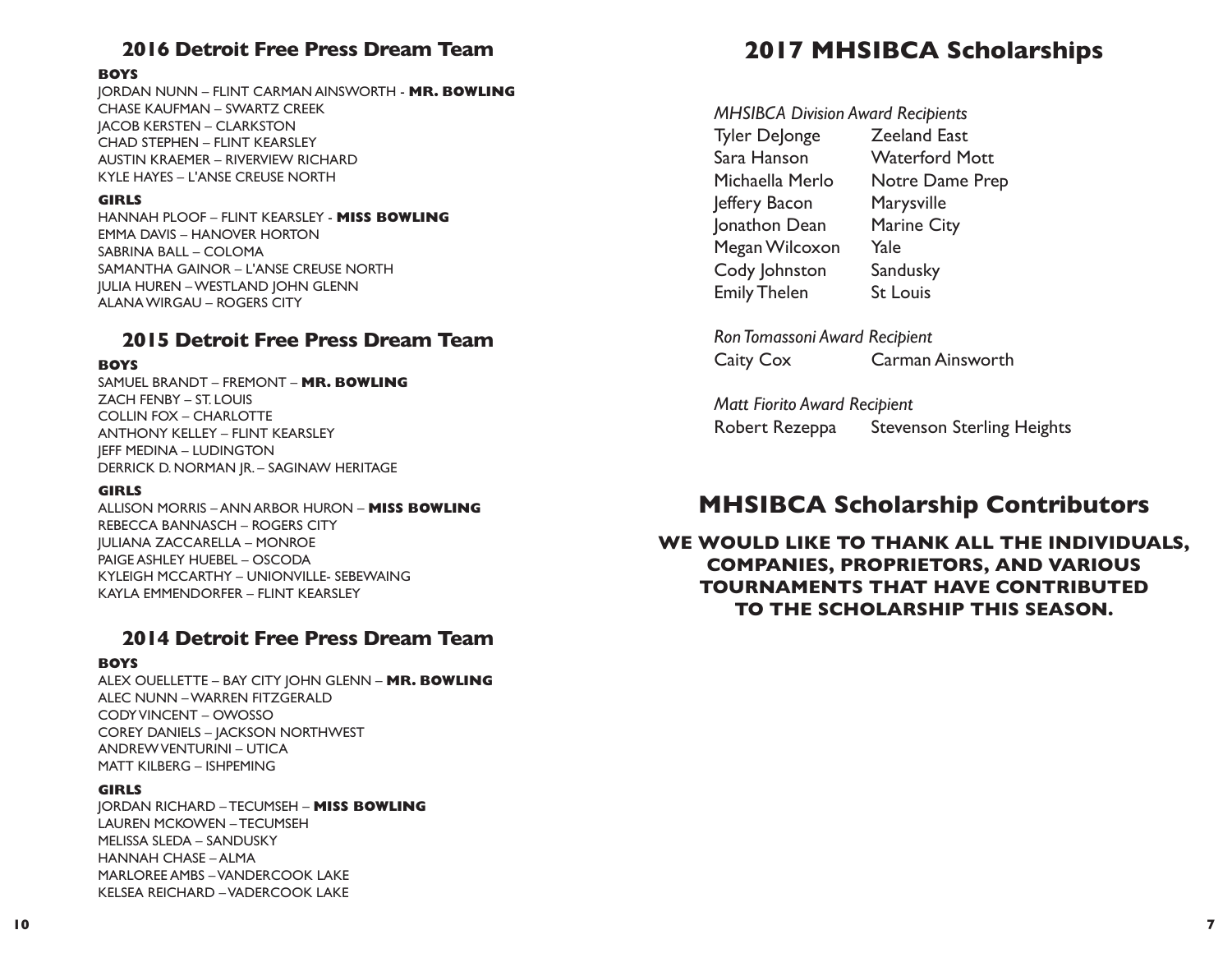## 2016 Detroit Free Press Dream Team

**BOYS**

JORDAN NUNN – FLINT CARMAN AINSWORTH - **MR. BOWLING**
CHASE KAUFMAN – SWARTZ CREEK
JACOB KERSTEN – CLARKSTON
CHAD STEPHEN – FLINT KEARSLEY
AUSTIN KRAEMER – RIVERVIEW RICHARD
KYLE HAYES – L'ANSE CREUSE NORTH

**GIRLS**

HANNAH PLOOF – FLINT KEARSLEY - **MISS BOWLING**
EMMA DAVIS – HANOVER HORTON
SABRINA BALL – COLOMA
SAMANTHA GAINOR – L'ANSE CREUSE NORTH
JULIA HUREN – WESTLAND JOHN GLENN
ALANA WIRGAU – ROGERS CITY

## 2015 Detroit Free Press Dream Team

**BOYS**

SAMUEL BRANDT – FREMONT – **MR. BOWLING**
ZACH FENBY – ST. LOUIS
COLLIN FOX – CHARLOTTE
ANTHONY KELLEY – FLINT KEARSLEY
JEFF MEDINA – LUDINGTON
DERRICK D. NORMAN JR. – SAGINAW HERITAGE

**GIRLS**

ALLISON MORRIS – ANN ARBOR HURON – **MISS BOWLING**
REBECCA BANNASCH – ROGERS CITY
JULIANA ZACCARELLA – MONROE
PAIGE ASHLEY HUEBEL – OSCODA
KYLEIGH MCCARTHY – UNIONVILLE- SEBEWAING
KAYLA EMMENDORFER – FLINT KEARSLEY

## 2014 Detroit Free Press Dream Team

**BOYS**

ALEX OUELLETTE – BAY CITY JOHN GLENN – **MR. BOWLING**
ALEC NUNN – WARREN FITZGERALD
CODY VINCENT – OWOSSO
COREY DANIELS – JACKSON NORTHWEST
ANDREW VENTURINI – UTICA
MATT KILBERG – ISHPEMING

**GIRLS**

JORDAN RICHARD – TECUMSEH – **MISS BOWLING**
LAUREN MCKOWEN – TECUMSEH
MELISSA SLEDA – SANDUSKY
HANNAH CHASE – ALMA
MARLOREE AMBS – VANDERCOOK LAKE
KELSEA REICHARD – VADERCOOK LAKE

# 2017 MHSIBCA Scholarships

*MHSIBCA Division Award Recipients*

| | |
|---|---|
| Tyler DeJonge | Zeeland East |
| Sara Hanson | Waterford Mott |
| Michaella Merlo | Notre Dame Prep |
| Jeffery Bacon | Marysville |
| Jonathon Dean | Marine City |
| Megan Wilcoxon | Yale |
| Cody Johnston | Sandusky |
| Emily Thelen | St Louis |

*Ron Tomassoni Award Recipient*

Caity Cox — Carman Ainsworth

*Matt Fiorito Award Recipient*

Robert Rezeppa — Stevenson Sterling Heights

# MHSIBCA Scholarship Contributors

**WE WOULD LIKE TO THANK ALL THE INDIVIDUALS, COMPANIES, PROPRIETORS, AND VARIOUS TOURNAMENTS THAT HAVE CONTRIBUTED TO THE SCHOLARSHIP THIS SEASON.**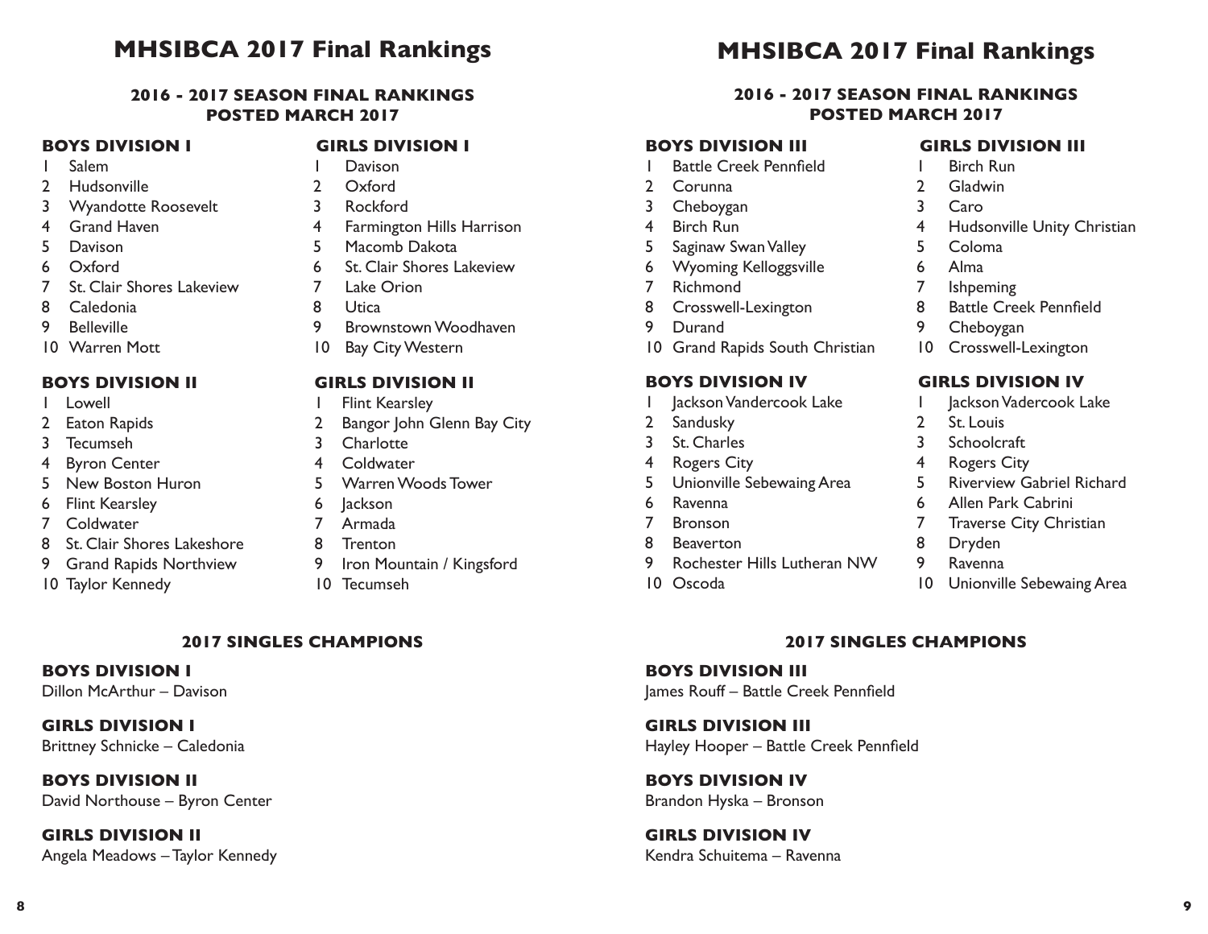# MHSIBCA 2017 Final Rankings

### 2016 - 2017 SEASON FINAL RANKINGS
### POSTED MARCH 2017

**BOYS DIVISION I**

1. Salem
2. Hudsonville
3. Wyandotte Roosevelt
4. Grand Haven
5. Davison
6. Oxford
7. St. Clair Shores Lakeview
8. Caledonia
9. Belleville
10. Warren Mott

**GIRLS DIVISION I**

1. Davison
2. Oxford
3. Rockford
4. Farmington Hills Harrison
5. Macomb Dakota
6. St. Clair Shores Lakeview
7. Lake Orion
8. Utica
9. Brownstown Woodhaven
10. Bay City Western

**BOYS DIVISION II**

1. Lowell
2. Eaton Rapids
3. Tecumseh
4. Byron Center
5. New Boston Huron
6. Flint Kearsley
7. Coldwater
8. St. Clair Shores Lakeshore
9. Grand Rapids Northview
10. Taylor Kennedy

**GIRLS DIVISION II**

1. Flint Kearsley
2. Bangor John Glenn Bay City
3. Charlotte
4. Coldwater
5. Warren Woods Tower
6. Jackson
7. Armada
8. Trenton
9. Iron Mountain / Kingsford
10. Tecumseh

### 2017 SINGLES CHAMPIONS

**BOYS DIVISION I**
Dillon McArthur – Davison

**GIRLS DIVISION I**
Brittney Schnicke – Caledonia

**BOYS DIVISION II**
David Northouse – Byron Center

**GIRLS DIVISION II**
Angela Meadows – Taylor Kennedy

# MHSIBCA 2017 Final Rankings

### 2016 - 2017 SEASON FINAL RANKINGS
### POSTED MARCH 2017

**BOYS DIVISION III**

1. Battle Creek Pennfield
2. Corunna
3. Cheboygan
4. Birch Run
5. Saginaw Swan Valley
6. Wyoming Kelloggsville
7. Richmond
8. Crosswell-Lexington
9. Durand
10. Grand Rapids South Christian

**GIRLS DIVISION III**

1. Birch Run
2. Gladwin
3. Caro
4. Hudsonville Unity Christian
5. Coloma
6. Alma
7. Ishpeming
8. Battle Creek Pennfield
9. Cheboygan
10. Crosswell-Lexington

**BOYS DIVISION IV**

1. Jackson Vandercook Lake
2. Sandusky
3. St. Charles
4. Rogers City
5. Unionville Sebewaing Area
6. Ravenna
7. Bronson
8. Beaverton
9. Rochester Hills Lutheran NW
10. Oscoda

**GIRLS DIVISION IV**

1. Jackson Vadercook Lake
2. St. Louis
3. Schoolcraft
4. Rogers City
5. Riverview Gabriel Richard
6. Allen Park Cabrini
7. Traverse City Christian
8. Dryden
9. Ravenna
10. Unionville Sebewaing Area

### 2017 SINGLES CHAMPIONS

**BOYS DIVISION III**
James Rouff – Battle Creek Pennfield

**GIRLS DIVISION III**
Hayley Hooper – Battle Creek Pennfield

**BOYS DIVISION IV**
Brandon Hyska – Bronson

**GIRLS DIVISION IV**
Kendra Schuitema – Ravenna